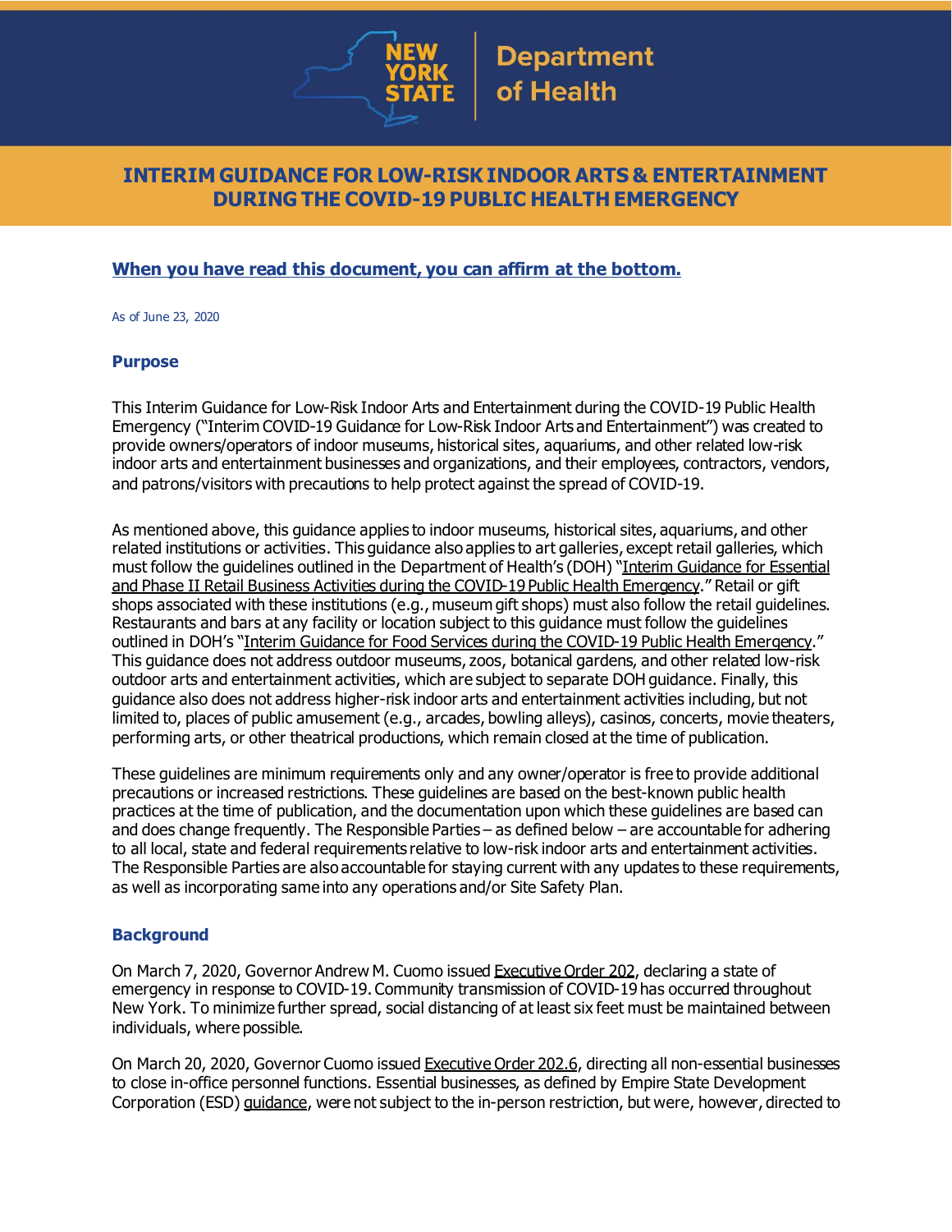# INTERIM GUIDANCE FOR LOW-RISK INDOOR ARTS & ENTERTAINMENT DURING THE COVID-19 PUBLIC HEALTH EMERGENCY

**When you have read this document, you can affirm at the bottom.**

As of June 23, 2020

## Purpose

This Interim Guidance for Low-Risk Indoor Arts and Entertainment during the COVID-19 Public Health Emergency ("Interim COVID-19 Guidance for Low-Risk Indoor Arts and Entertainment") was created to provide owners/operators of indoor museums, historical sites, aquariums, and other related low-risk indoor arts and entertainment businesses and organizations, and their employees, contractors, vendors, and patrons/visitors with precautions to help protect against the spread of COVID-19.

As mentioned above, this guidance applies to indoor museums, historical sites, aquariums, and other related institutions or activities. This guidance also applies to art galleries, except retail galleries, which must follow the guidelines outlined in the Department of Health's (DOH) "Interim Guidance for Essential and Phase II Retail Business Activities during the COVID-19 Public Health Emergency." Retail or gift shops associated with these institutions (e.g., museum gift shops) must also follow the retail guidelines. Restaurants and bars at any facility or location subject to this guidance must follow the guidelines outlined in DOH's "Interim Guidance for Food Services during the COVID-19 Public Health Emergency." This guidance does not address outdoor museums, zoos, botanical gardens, and other related low-risk outdoor arts and entertainment activities, which are subject to separate DOH guidance. Finally, this guidance also does not address higher-risk indoor arts and entertainment activities including, but not limited to, places of public amusement (e.g., arcades, bowling alleys), casinos, concerts, movie theaters, performing arts, or other theatrical productions, which remain closed at the time of publication.

These guidelines are minimum requirements only and any owner/operator is free to provide additional precautions or increased restrictions. These guidelines are based on the best-known public health practices at the time of publication, and the documentation upon which these guidelines are based can and does change frequently. The Responsible Parties – as defined below – are accountable for adhering to all local, state and federal requirements relative to low-risk indoor arts and entertainment activities. The Responsible Parties are also accountable for staying current with any updates to these requirements, as well as incorporating same into any operations and/or Site Safety Plan.

## Background

On March 7, 2020, Governor Andrew M. Cuomo issued Executive Order 202, declaring a state of emergency in response to COVID-19. Community transmission of COVID-19 has occurred throughout New York. To minimize further spread, social distancing of at least six feet must be maintained between individuals, where possible.

On March 20, 2020, Governor Cuomo issued Executive Order 202.6, directing all non-essential businesses to close in-office personnel functions. Essential businesses, as defined by Empire State Development Corporation (ESD) guidance, were not subject to the in-person restriction, but were, however, directed to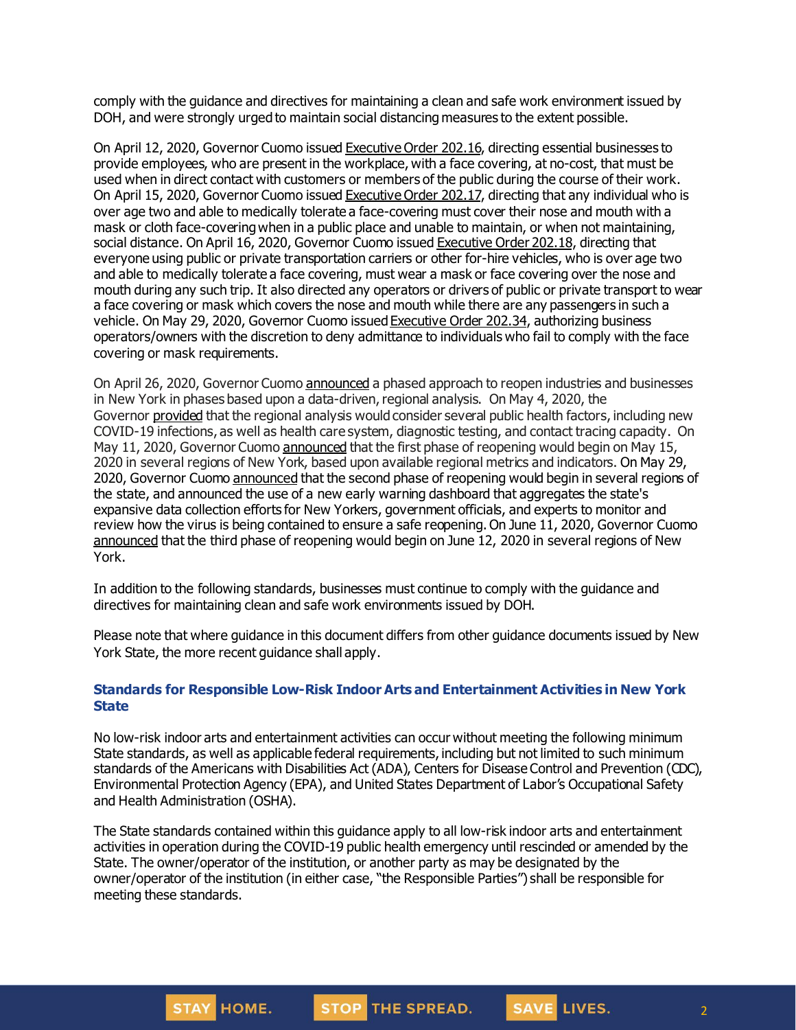comply with the guidance and directives for maintaining a clean and safe work environment issued by DOH, and were strongly urged to maintain social distancing measures to the extent possible.

On April 12, 2020, Governor Cuomo issued Executive Order 202.16, directing essential businesses to provide employees, who are present in the workplace, with a face covering, at no-cost, that must be used when in direct contact with customers or members of the public during the course of their work. On April 15, 2020, Governor Cuomo issued Executive Order 202.17, directing that any individual who is over age two and able to medically tolerate a face-covering must cover their nose and mouth with a mask or cloth face-covering when in a public place and unable to maintain, or when not maintaining, social distance. On April 16, 2020, Governor Cuomo issued Executive Order 202.18, directing that everyone using public or private transportation carriers or other for-hire vehicles, who is over age two and able to medically tolerate a face covering, must wear a mask or face covering over the nose and mouth during any such trip. It also directed any operators or drivers of public or private transport to wear a face covering or mask which covers the nose and mouth while there are any passengers in such a vehicle. On May 29, 2020, Governor Cuomo issued Executive Order 202.34, authorizing business operators/owners with the discretion to deny admittance to individuals who fail to comply with the face covering or mask requirements.

On April 26, 2020, Governor Cuomo announced a phased approach to reopen industries and businesses in New York in phases based upon a data-driven, regional analysis. On May 4, 2020, the Governor provided that the regional analysis would consider several public health factors, including new COVID-19 infections, as well as health care system, diagnostic testing, and contact tracing capacity. On May 11, 2020, Governor Cuomo announced that the first phase of reopening would begin on May 15, 2020 in several regions of New York, based upon available regional metrics and indicators. On May 29, 2020, Governor Cuomo announced that the second phase of reopening would begin in several regions of the state, and announced the use of a new early warning dashboard that aggregates the state's expansive data collection efforts for New Yorkers, government officials, and experts to monitor and review how the virus is being contained to ensure a safe reopening. On June 11, 2020, Governor Cuomo announced that the third phase of reopening would begin on June 12, 2020 in several regions of New York.

In addition to the following standards, businesses must continue to comply with the guidance and directives for maintaining clean and safe work environments issued by DOH.

Please note that where guidance in this document differs from other guidance documents issued by New York State, the more recent guidance shall apply.

### Standards for Responsible Low-Risk Indoor Arts and Entertainment Activities in New York State

No low-risk indoor arts and entertainment activities can occur without meeting the following minimum State standards, as well as applicable federal requirements, including but not limited to such minimum standards of the Americans with Disabilities Act (ADA), Centers for Disease Control and Prevention (CDC), Environmental Protection Agency (EPA), and United States Department of Labor's Occupational Safety and Health Administration (OSHA).

The State standards contained within this guidance apply to all low-risk indoor arts and entertainment activities in operation during the COVID-19 public health emergency until rescinded or amended by the State. The owner/operator of the institution, or another party as may be designated by the owner/operator of the institution (in either case, "the Responsible Parties") shall be responsible for meeting these standards.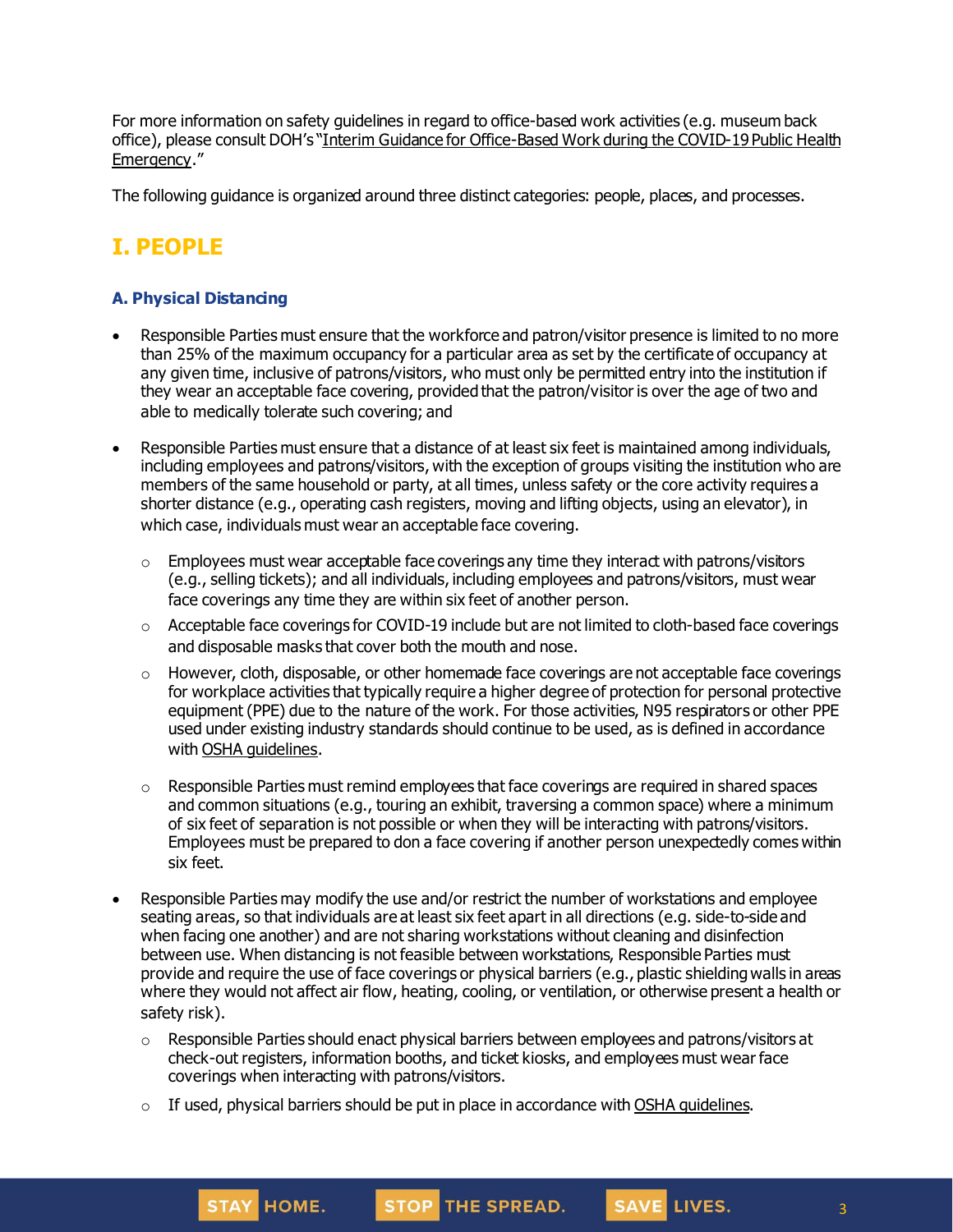For more information on safety guidelines in regard to office-based work activities (e.g. museum back office), please consult DOH's "Interim Guidance for Office-Based Work during the COVID-19 Public Health Emergency."

The following guidance is organized around three distinct categories: people, places, and processes.

# I. PEOPLE

## A. Physical Distancing

- Responsible Parties must ensure that the workforce and patron/visitor presence is limited to no more than 25% of the maximum occupancy for a particular area as set by the certificate of occupancy at any given time, inclusive of patrons/visitors, who must only be permitted entry into the institution if they wear an acceptable face covering, provided that the patron/visitor is over the age of two and able to medically tolerate such covering; and
- Responsible Parties must ensure that a distance of at least six feet is maintained among individuals, including employees and patrons/visitors, with the exception of groups visiting the institution who are members of the same household or party, at all times, unless safety or the core activity requires a shorter distance (e.g., operating cash registers, moving and lifting objects, using an elevator), in which case, individuals must wear an acceptable face covering.
  - Employees must wear acceptable face coverings any time they interact with patrons/visitors (e.g., selling tickets); and all individuals, including employees and patrons/visitors, must wear face coverings any time they are within six feet of another person.
  - Acceptable face coverings for COVID-19 include but are not limited to cloth-based face coverings and disposable masks that cover both the mouth and nose.
  - However, cloth, disposable, or other homemade face coverings are not acceptable face coverings for workplace activities that typically require a higher degree of protection for personal protective equipment (PPE) due to the nature of the work. For those activities, N95 respirators or other PPE used under existing industry standards should continue to be used, as is defined in accordance with OSHA guidelines.
  - Responsible Parties must remind employees that face coverings are required in shared spaces and common situations (e.g., touring an exhibit, traversing a common space) where a minimum of six feet of separation is not possible or when they will be interacting with patrons/visitors. Employees must be prepared to don a face covering if another person unexpectedly comes within six feet.
- Responsible Parties may modify the use and/or restrict the number of workstations and employee seating areas, so that individuals are at least six feet apart in all directions (e.g. side-to-side and when facing one another) and are not sharing workstations without cleaning and disinfection between use. When distancing is not feasible between workstations, Responsible Parties must provide and require the use of face coverings or physical barriers (e.g., plastic shielding walls in areas where they would not affect air flow, heating, cooling, or ventilation, or otherwise present a health or safety risk).
  - Responsible Parties should enact physical barriers between employees and patrons/visitors at check-out registers, information booths, and ticket kiosks, and employees must wear face coverings when interacting with patrons/visitors.
  - If used, physical barriers should be put in place in accordance with OSHA guidelines.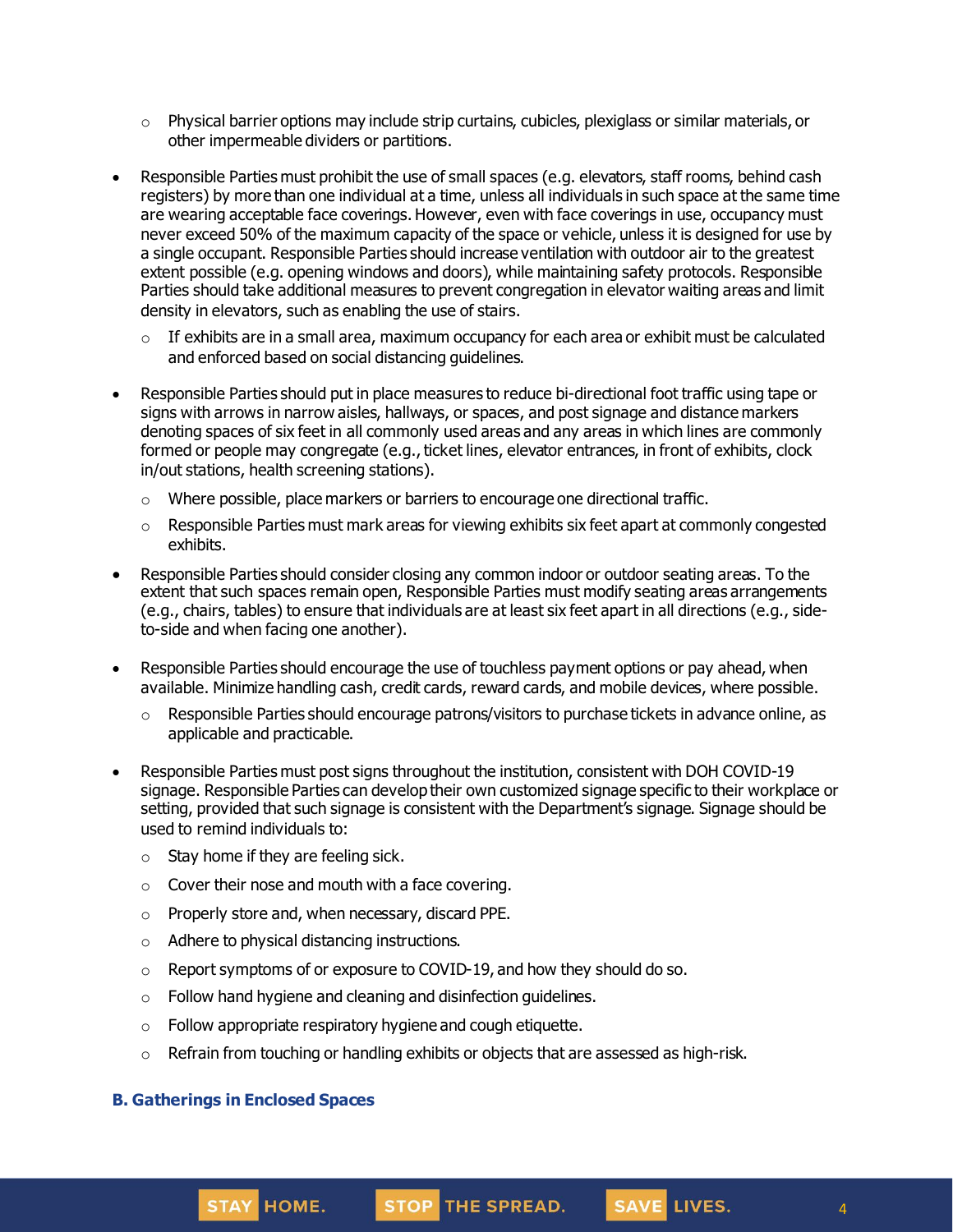- Physical barrier options may include strip curtains, cubicles, plexiglass or similar materials, or other impermeable dividers or partitions.

- Responsible Parties must prohibit the use of small spaces (e.g. elevators, staff rooms, behind cash registers) by more than one individual at a time, unless all individuals in such space at the same time are wearing acceptable face coverings. However, even with face coverings in use, occupancy must never exceed 50% of the maximum capacity of the space or vehicle, unless it is designed for use by a single occupant. Responsible Parties should increase ventilation with outdoor air to the greatest extent possible (e.g. opening windows and doors), while maintaining safety protocols. Responsible Parties should take additional measures to prevent congregation in elevator waiting areas and limit density in elevators, such as enabling the use of stairs.
  - If exhibits are in a small area, maximum occupancy for each area or exhibit must be calculated and enforced based on social distancing guidelines.

- Responsible Parties should put in place measures to reduce bi-directional foot traffic using tape or signs with arrows in narrow aisles, hallways, or spaces, and post signage and distance markers denoting spaces of six feet in all commonly used areas and any areas in which lines are commonly formed or people may congregate (e.g., ticket lines, elevator entrances, in front of exhibits, clock in/out stations, health screening stations).
  - Where possible, place markers or barriers to encourage one directional traffic.
  - Responsible Parties must mark areas for viewing exhibits six feet apart at commonly congested exhibits.

- Responsible Parties should consider closing any common indoor or outdoor seating areas. To the extent that such spaces remain open, Responsible Parties must modify seating areas arrangements (e.g., chairs, tables) to ensure that individuals are at least six feet apart in all directions (e.g., side-to-side and when facing one another).

- Responsible Parties should encourage the use of touchless payment options or pay ahead, when available. Minimize handling cash, credit cards, reward cards, and mobile devices, where possible.
  - Responsible Parties should encourage patrons/visitors to purchase tickets in advance online, as applicable and practicable.

- Responsible Parties must post signs throughout the institution, consistent with DOH COVID-19 signage. Responsible Parties can develop their own customized signage specific to their workplace or setting, provided that such signage is consistent with the Department's signage. Signage should be used to remind individuals to:
  - Stay home if they are feeling sick.
  - Cover their nose and mouth with a face covering.
  - Properly store and, when necessary, discard PPE.
  - Adhere to physical distancing instructions.
  - Report symptoms of or exposure to COVID-19, and how they should do so.
  - Follow hand hygiene and cleaning and disinfection guidelines.
  - Follow appropriate respiratory hygiene and cough etiquette.
  - Refrain from touching or handling exhibits or objects that are assessed as high-risk.

### B. Gatherings in Enclosed Spaces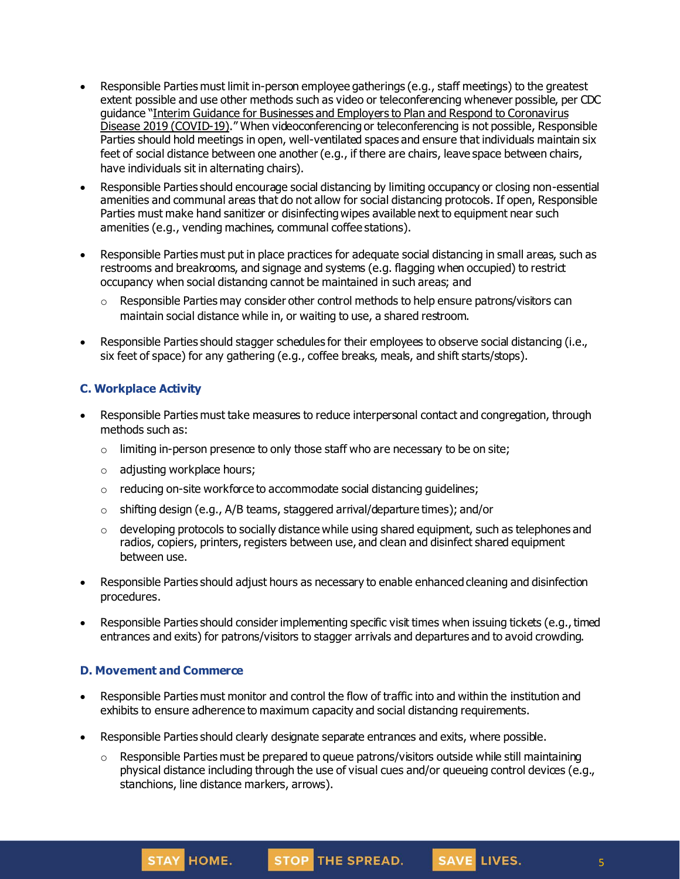- Responsible Parties must limit in-person employee gatherings (e.g., staff meetings) to the greatest extent possible and use other methods such as video or teleconferencing whenever possible, per CDC guidance "Interim Guidance for Businesses and Employers to Plan and Respond to Coronavirus Disease 2019 (COVID-19)." When videoconferencing or teleconferencing is not possible, Responsible Parties should hold meetings in open, well-ventilated spaces and ensure that individuals maintain six feet of social distance between one another (e.g., if there are chairs, leave space between chairs, have individuals sit in alternating chairs).
- Responsible Parties should encourage social distancing by limiting occupancy or closing non-essential amenities and communal areas that do not allow for social distancing protocols. If open, Responsible Parties must make hand sanitizer or disinfecting wipes available next to equipment near such amenities (e.g., vending machines, communal coffee stations).
- Responsible Parties must put in place practices for adequate social distancing in small areas, such as restrooms and breakrooms, and signage and systems (e.g. flagging when occupied) to restrict occupancy when social distancing cannot be maintained in such areas; and
  - Responsible Parties may consider other control methods to help ensure patrons/visitors can maintain social distance while in, or waiting to use, a shared restroom.
- Responsible Parties should stagger schedules for their employees to observe social distancing (i.e., six feet of space) for any gathering (e.g., coffee breaks, meals, and shift starts/stops).

### C. Workplace Activity

- Responsible Parties must take measures to reduce interpersonal contact and congregation, through methods such as:
  - limiting in-person presence to only those staff who are necessary to be on site;
  - adjusting workplace hours;
  - reducing on-site workforce to accommodate social distancing guidelines;
  - shifting design (e.g., A/B teams, staggered arrival/departure times); and/or
  - developing protocols to socially distance while using shared equipment, such as telephones and radios, copiers, printers, registers between use, and clean and disinfect shared equipment between use.
- Responsible Parties should adjust hours as necessary to enable enhanced cleaning and disinfection procedures.
- Responsible Parties should consider implementing specific visit times when issuing tickets (e.g., timed entrances and exits) for patrons/visitors to stagger arrivals and departures and to avoid crowding.

### D. Movement and Commerce

- Responsible Parties must monitor and control the flow of traffic into and within the institution and exhibits to ensure adherence to maximum capacity and social distancing requirements.
- Responsible Parties should clearly designate separate entrances and exits, where possible.
  - Responsible Parties must be prepared to queue patrons/visitors outside while still maintaining physical distance including through the use of visual cues and/or queueing control devices (e.g., stanchions, line distance markers, arrows).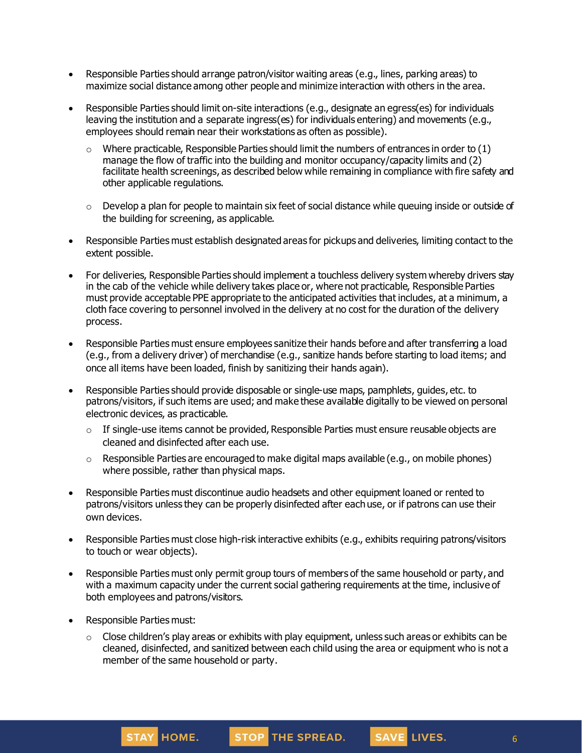- Responsible Parties should arrange patron/visitor waiting areas (e.g., lines, parking areas) to maximize social distance among other people and minimize interaction with others in the area.
- Responsible Parties should limit on-site interactions (e.g., designate an egress(es) for individuals leaving the institution and a separate ingress(es) for individuals entering) and movements (e.g., employees should remain near their workstations as often as possible).
  - Where practicable, Responsible Parties should limit the numbers of entrances in order to (1) manage the flow of traffic into the building and monitor occupancy/capacity limits and (2) facilitate health screenings, as described below while remaining in compliance with fire safety and other applicable regulations.
  - Develop a plan for people to maintain six feet of social distance while queuing inside or outside of the building for screening, as applicable.
- Responsible Parties must establish designated areas for pickups and deliveries, limiting contact to the extent possible.
- For deliveries, Responsible Parties should implement a touchless delivery system whereby drivers stay in the cab of the vehicle while delivery takes place or, where not practicable, Responsible Parties must provide acceptable PPE appropriate to the anticipated activities that includes, at a minimum, a cloth face covering to personnel involved in the delivery at no cost for the duration of the delivery process.
- Responsible Parties must ensure employees sanitize their hands before and after transferring a load (e.g., from a delivery driver) of merchandise (e.g., sanitize hands before starting to load items; and once all items have been loaded, finish by sanitizing their hands again).
- Responsible Parties should provide disposable or single-use maps, pamphlets, guides, etc. to patrons/visitors, if such items are used; and make these available digitally to be viewed on personal electronic devices, as practicable.
  - If single-use items cannot be provided, Responsible Parties must ensure reusable objects are cleaned and disinfected after each use.
  - Responsible Parties are encouraged to make digital maps available (e.g., on mobile phones) where possible, rather than physical maps.
- Responsible Parties must discontinue audio headsets and other equipment loaned or rented to patrons/visitors unless they can be properly disinfected after each use, or if patrons can use their own devices.
- Responsible Parties must close high-risk interactive exhibits (e.g., exhibits requiring patrons/visitors to touch or wear objects).
- Responsible Parties must only permit group tours of members of the same household or party, and with a maximum capacity under the current social gathering requirements at the time, inclusive of both employees and patrons/visitors.
- Responsible Parties must:
  - Close children's play areas or exhibits with play equipment, unless such areas or exhibits can be cleaned, disinfected, and sanitized between each child using the area or equipment who is not a member of the same household or party.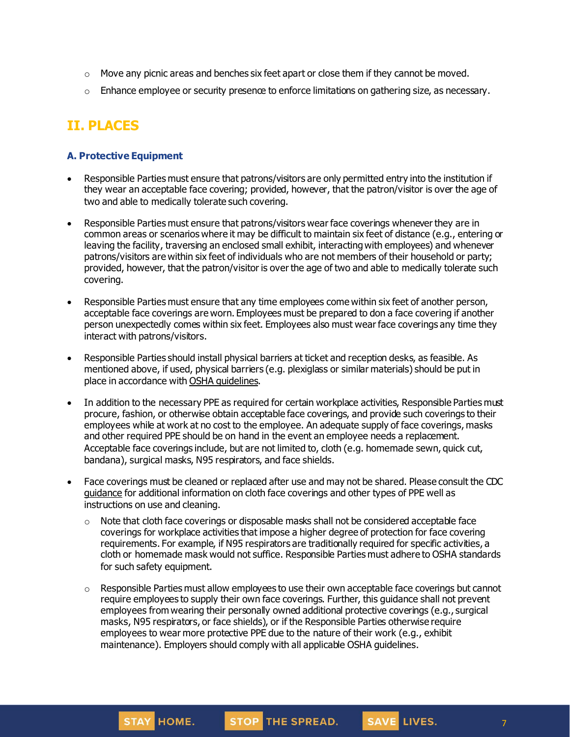- Move any picnic areas and benches six feet apart or close them if they cannot be moved.
  - Enhance employee or security presence to enforce limitations on gathering size, as necessary.

## II. PLACES

### A. Protective Equipment

- Responsible Parties must ensure that patrons/visitors are only permitted entry into the institution if they wear an acceptable face covering; provided, however, that the patron/visitor is over the age of two and able to medically tolerate such covering.
- Responsible Parties must ensure that patrons/visitors wear face coverings whenever they are in common areas or scenarios where it may be difficult to maintain six feet of distance (e.g., entering or leaving the facility, traversing an enclosed small exhibit, interacting with employees) and whenever patrons/visitors are within six feet of individuals who are not members of their household or party; provided, however, that the patron/visitor is over the age of two and able to medically tolerate such covering.
- Responsible Parties must ensure that any time employees come within six feet of another person, acceptable face coverings are worn. Employees must be prepared to don a face covering if another person unexpectedly comes within six feet. Employees also must wear face coverings any time they interact with patrons/visitors.
- Responsible Parties should install physical barriers at ticket and reception desks, as feasible. As mentioned above, if used, physical barriers (e.g. plexiglass or similar materials) should be put in place in accordance with OSHA guidelines.
- In addition to the necessary PPE as required for certain workplace activities, Responsible Parties must procure, fashion, or otherwise obtain acceptable face coverings, and provide such coverings to their employees while at work at no cost to the employee. An adequate supply of face coverings, masks and other required PPE should be on hand in the event an employee needs a replacement. Acceptable face coverings include, but are not limited to, cloth (e.g. homemade sewn, quick cut, bandana), surgical masks, N95 respirators, and face shields.
- Face coverings must be cleaned or replaced after use and may not be shared. Please consult the CDC guidance for additional information on cloth face coverings and other types of PPE well as instructions on use and cleaning.
  - Note that cloth face coverings or disposable masks shall not be considered acceptable face coverings for workplace activities that impose a higher degree of protection for face covering requirements. For example, if N95 respirators are traditionally required for specific activities, a cloth or homemade mask would not suffice. Responsible Parties must adhere to OSHA standards for such safety equipment.
  - Responsible Parties must allow employees to use their own acceptable face coverings but cannot require employees to supply their own face coverings. Further, this guidance shall not prevent employees from wearing their personally owned additional protective coverings (e.g., surgical masks, N95 respirators, or face shields), or if the Responsible Parties otherwise require employees to wear more protective PPE due to the nature of their work (e.g., exhibit maintenance). Employers should comply with all applicable OSHA guidelines.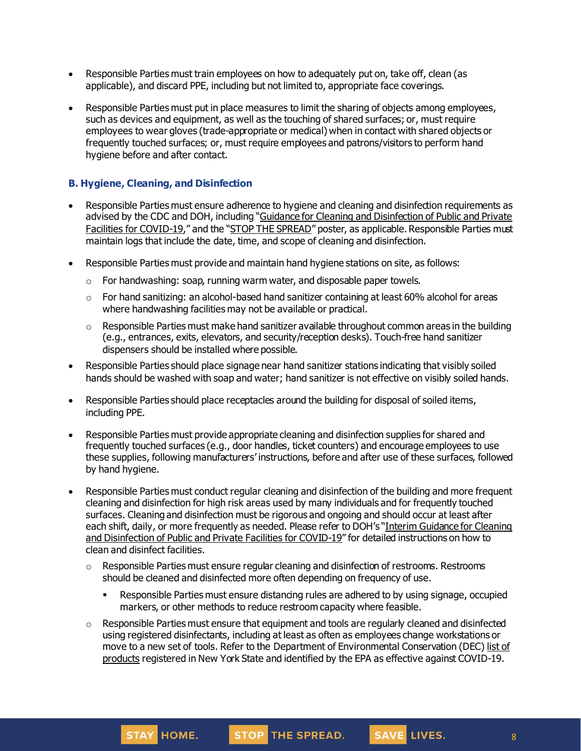- Responsible Parties must train employees on how to adequately put on, take off, clean (as applicable), and discard PPE, including but not limited to, appropriate face coverings.
- Responsible Parties must put in place measures to limit the sharing of objects among employees, such as devices and equipment, as well as the touching of shared surfaces; or, must require employees to wear gloves (trade-appropriate or medical) when in contact with shared objects or frequently touched surfaces; or, must require employees and patrons/visitors to perform hand hygiene before and after contact.

### B. Hygiene, Cleaning, and Disinfection

- Responsible Parties must ensure adherence to hygiene and cleaning and disinfection requirements as advised by the CDC and DOH, including "Guidance for Cleaning and Disinfection of Public and Private Facilities for COVID-19," and the "STOP THE SPREAD" poster, as applicable. Responsible Parties must maintain logs that include the date, time, and scope of cleaning and disinfection.
- Responsible Parties must provide and maintain hand hygiene stations on site, as follows:
  - For handwashing: soap, running warm water, and disposable paper towels.
  - For hand sanitizing: an alcohol-based hand sanitizer containing at least 60% alcohol for areas where handwashing facilities may not be available or practical.
  - Responsible Parties must make hand sanitizer available throughout common areas in the building (e.g., entrances, exits, elevators, and security/reception desks). Touch-free hand sanitizer dispensers should be installed where possible.
- Responsible Parties should place signage near hand sanitizer stations indicating that visibly soiled hands should be washed with soap and water; hand sanitizer is not effective on visibly soiled hands.
- Responsible Parties should place receptacles around the building for disposal of soiled items, including PPE.
- Responsible Parties must provide appropriate cleaning and disinfection supplies for shared and frequently touched surfaces (e.g., door handles, ticket counters) and encourage employees to use these supplies, following manufacturers' instructions, before and after use of these surfaces, followed by hand hygiene.
- Responsible Parties must conduct regular cleaning and disinfection of the building and more frequent cleaning and disinfection for high risk areas used by many individuals and for frequently touched surfaces. Cleaning and disinfection must be rigorous and ongoing and should occur at least after each shift, daily, or more frequently as needed. Please refer to DOH's "Interim Guidance for Cleaning and Disinfection of Public and Private Facilities for COVID-19" for detailed instructions on how to clean and disinfect facilities.
  - Responsible Parties must ensure regular cleaning and disinfection of restrooms. Restrooms should be cleaned and disinfected more often depending on frequency of use.
    - Responsible Parties must ensure distancing rules are adhered to by using signage, occupied markers, or other methods to reduce restroom capacity where feasible.
  - Responsible Parties must ensure that equipment and tools are regularly cleaned and disinfected using registered disinfectants, including at least as often as employees change workstations or move to a new set of tools. Refer to the Department of Environmental Conservation (DEC) list of products registered in New York State and identified by the EPA as effective against COVID-19.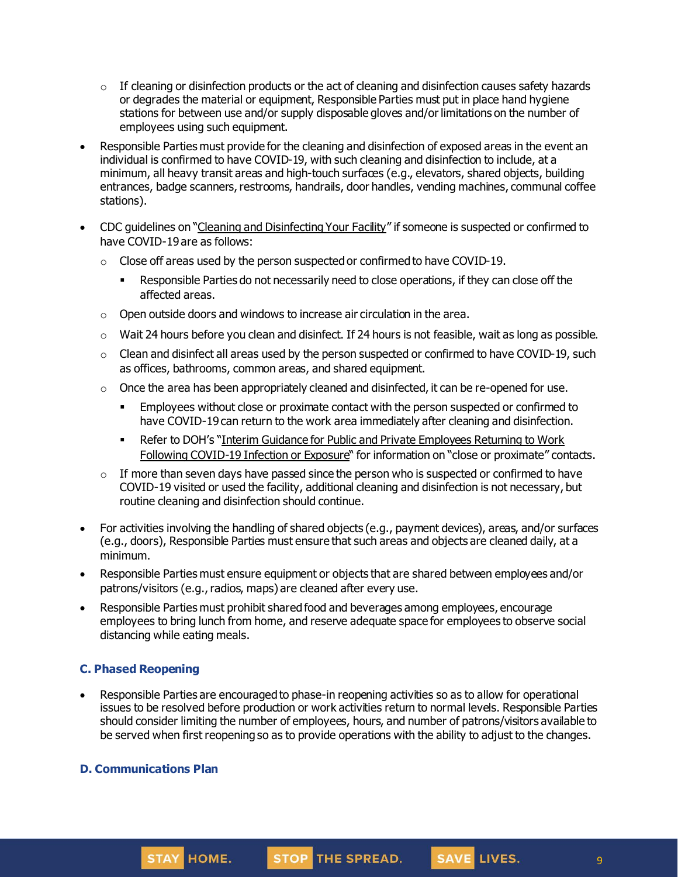- If cleaning or disinfection products or the act of cleaning and disinfection causes safety hazards or degrades the material or equipment, Responsible Parties must put in place hand hygiene stations for between use and/or supply disposable gloves and/or limitations on the number of employees using such equipment.
- Responsible Parties must provide for the cleaning and disinfection of exposed areas in the event an individual is confirmed to have COVID-19, with such cleaning and disinfection to include, at a minimum, all heavy transit areas and high-touch surfaces (e.g., elevators, shared objects, building entrances, badge scanners, restrooms, handrails, door handles, vending machines, communal coffee stations).
- CDC guidelines on "Cleaning and Disinfecting Your Facility" if someone is suspected or confirmed to have COVID-19 are as follows:
  - Close off areas used by the person suspected or confirmed to have COVID-19.
    - Responsible Parties do not necessarily need to close operations, if they can close off the affected areas.
  - Open outside doors and windows to increase air circulation in the area.
  - Wait 24 hours before you clean and disinfect. If 24 hours is not feasible, wait as long as possible.
  - Clean and disinfect all areas used by the person suspected or confirmed to have COVID-19, such as offices, bathrooms, common areas, and shared equipment.
  - Once the area has been appropriately cleaned and disinfected, it can be re-opened for use.
    - Employees without close or proximate contact with the person suspected or confirmed to have COVID-19 can return to the work area immediately after cleaning and disinfection.
    - Refer to DOH's "Interim Guidance for Public and Private Employees Returning to Work Following COVID-19 Infection or Exposure" for information on "close or proximate" contacts.
  - If more than seven days have passed since the person who is suspected or confirmed to have COVID-19 visited or used the facility, additional cleaning and disinfection is not necessary, but routine cleaning and disinfection should continue.
- For activities involving the handling of shared objects (e.g., payment devices), areas, and/or surfaces (e.g., doors), Responsible Parties must ensure that such areas and objects are cleaned daily, at a minimum.
- Responsible Parties must ensure equipment or objects that are shared between employees and/or patrons/visitors (e.g., radios, maps) are cleaned after every use.
- Responsible Parties must prohibit shared food and beverages among employees, encourage employees to bring lunch from home, and reserve adequate space for employees to observe social distancing while eating meals.

### C. Phased Reopening

- Responsible Parties are encouraged to phase-in reopening activities so as to allow for operational issues to be resolved before production or work activities return to normal levels. Responsible Parties should consider limiting the number of employees, hours, and number of patrons/visitors available to be served when first reopening so as to provide operations with the ability to adjust to the changes.

### D. Communications Plan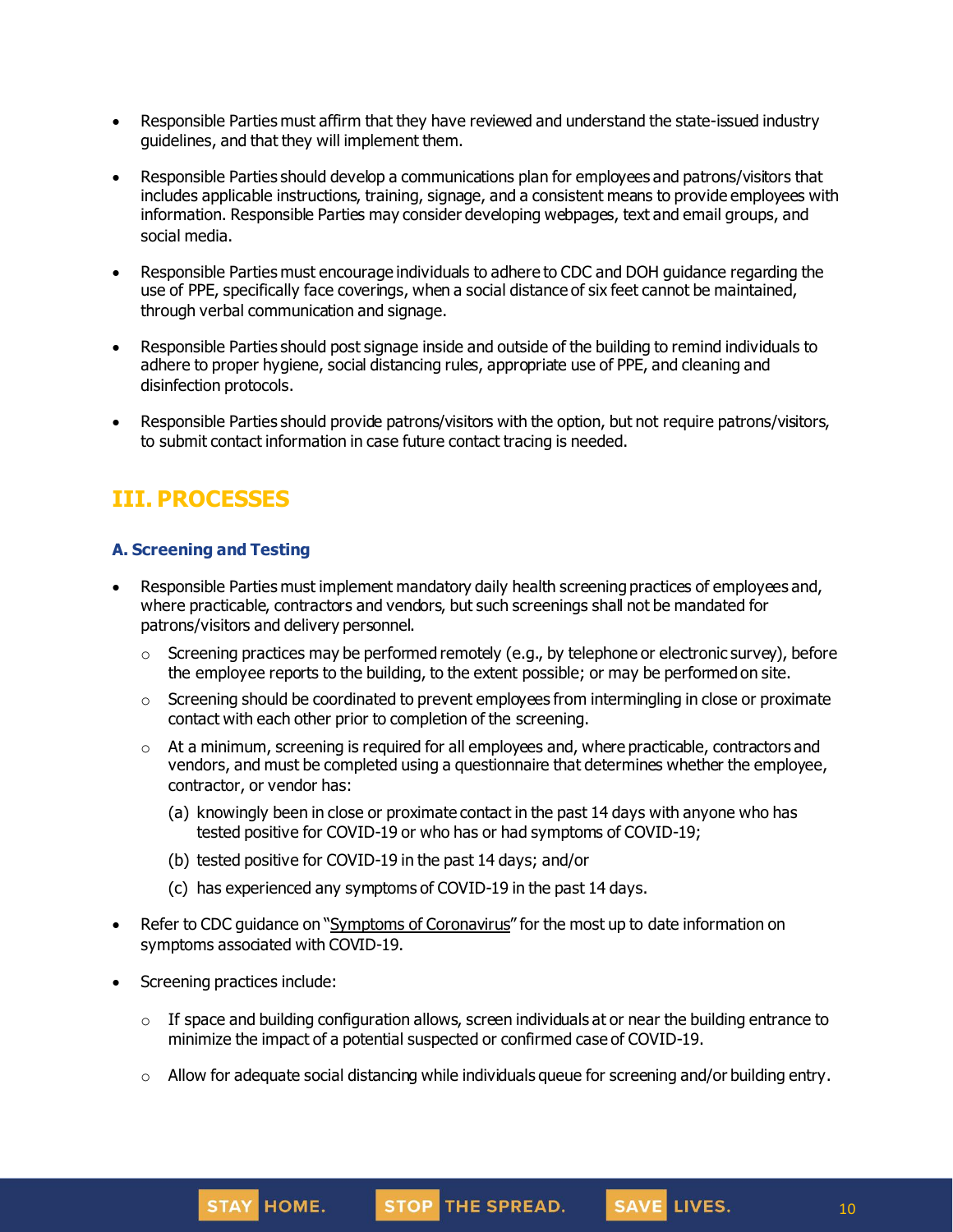- Responsible Parties must affirm that they have reviewed and understand the state-issued industry guidelines, and that they will implement them.
- Responsible Parties should develop a communications plan for employees and patrons/visitors that includes applicable instructions, training, signage, and a consistent means to provide employees with information. Responsible Parties may consider developing webpages, text and email groups, and social media.
- Responsible Parties must encourage individuals to adhere to CDC and DOH guidance regarding the use of PPE, specifically face coverings, when a social distance of six feet cannot be maintained, through verbal communication and signage.
- Responsible Parties should post signage inside and outside of the building to remind individuals to adhere to proper hygiene, social distancing rules, appropriate use of PPE, and cleaning and disinfection protocols.
- Responsible Parties should provide patrons/visitors with the option, but not require patrons/visitors, to submit contact information in case future contact tracing is needed.

## III. PROCESSES

### A. Screening and Testing

- Responsible Parties must implement mandatory daily health screening practices of employees and, where practicable, contractors and vendors, but such screenings shall not be mandated for patrons/visitors and delivery personnel.
  - Screening practices may be performed remotely (e.g., by telephone or electronic survey), before the employee reports to the building, to the extent possible; or may be performed on site.
  - Screening should be coordinated to prevent employees from intermingling in close or proximate contact with each other prior to completion of the screening.
  - At a minimum, screening is required for all employees and, where practicable, contractors and vendors, and must be completed using a questionnaire that determines whether the employee, contractor, or vendor has:
    - (a) knowingly been in close or proximate contact in the past 14 days with anyone who has tested positive for COVID-19 or who has or had symptoms of COVID-19;
    - (b) tested positive for COVID-19 in the past 14 days; and/or
    - (c) has experienced any symptoms of COVID-19 in the past 14 days.
- Refer to CDC guidance on "Symptoms of Coronavirus" for the most up to date information on symptoms associated with COVID-19.
- Screening practices include:
  - If space and building configuration allows, screen individuals at or near the building entrance to minimize the impact of a potential suspected or confirmed case of COVID-19.
  - Allow for adequate social distancing while individuals queue for screening and/or building entry.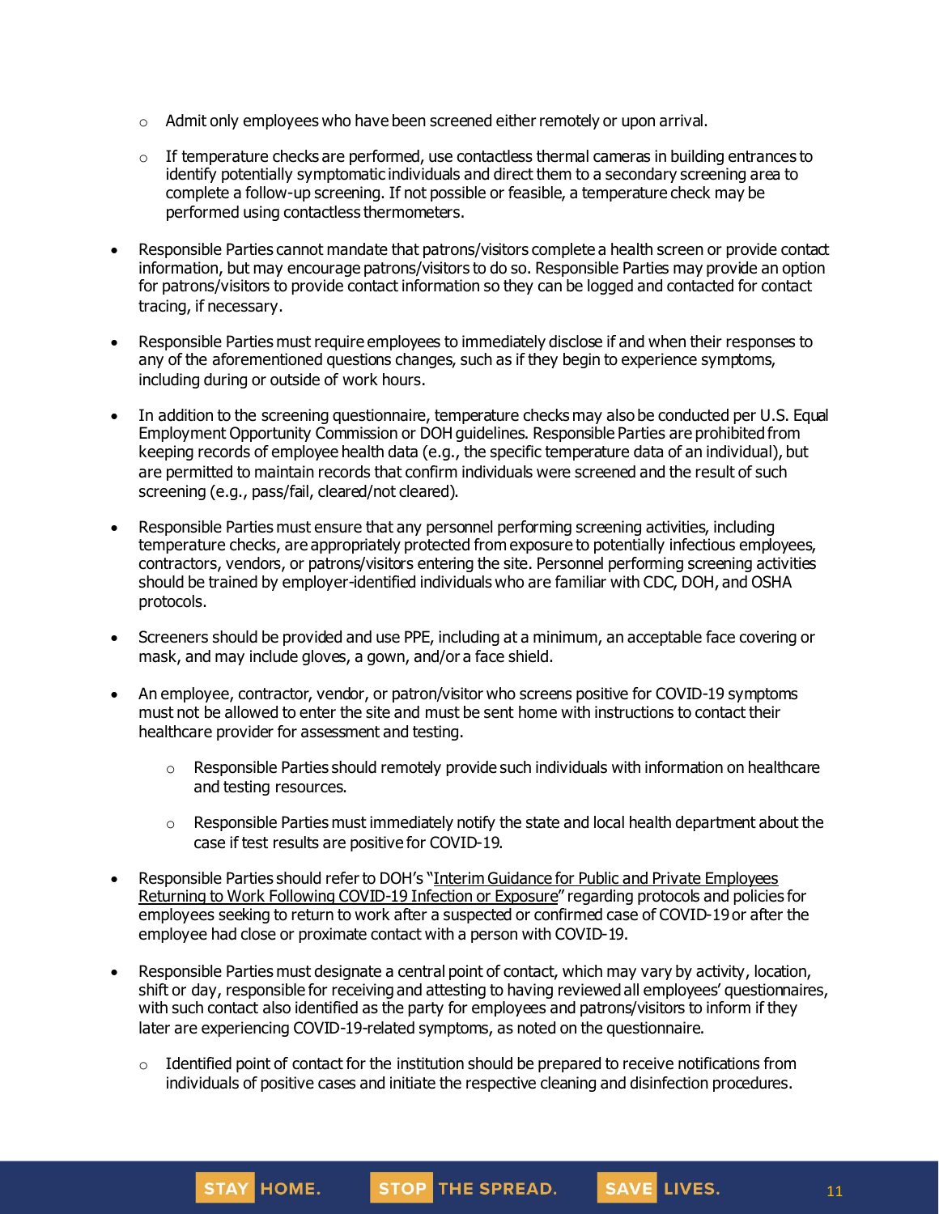- Admit only employees who have been screened either remotely or upon arrival.
    - If temperature checks are performed, use contactless thermal cameras in building entrances to identify potentially symptomatic individuals and direct them to a secondary screening area to complete a follow-up screening. If not possible or feasible, a temperature check may be performed using contactless thermometers.

- Responsible Parties cannot mandate that patrons/visitors complete a health screen or provide contact information, but may encourage patrons/visitors to do so. Responsible Parties may provide an option for patrons/visitors to provide contact information so they can be logged and contacted for contact tracing, if necessary.
- Responsible Parties must require employees to immediately disclose if and when their responses to any of the aforementioned questions changes, such as if they begin to experience symptoms, including during or outside of work hours.
- In addition to the screening questionnaire, temperature checks may also be conducted per U.S. Equal Employment Opportunity Commission or DOH guidelines. Responsible Parties are prohibited from keeping records of employee health data (e.g., the specific temperature data of an individual), but are permitted to maintain records that confirm individuals were screened and the result of such screening (e.g., pass/fail, cleared/not cleared).
- Responsible Parties must ensure that any personnel performing screening activities, including temperature checks, are appropriately protected from exposure to potentially infectious employees, contractors, vendors, or patrons/visitors entering the site. Personnel performing screening activities should be trained by employer-identified individuals who are familiar with CDC, DOH, and OSHA protocols.
- Screeners should be provided and use PPE, including at a minimum, an acceptable face covering or mask, and may include gloves, a gown, and/or a face shield.
- An employee, contractor, vendor, or patron/visitor who screens positive for COVID-19 symptoms must not be allowed to enter the site and must be sent home with instructions to contact their healthcare provider for assessment and testing.
    - Responsible Parties should remotely provide such individuals with information on healthcare and testing resources.
    - Responsible Parties must immediately notify the state and local health department about the case if test results are positive for COVID-19.
- Responsible Parties should refer to DOH's "Interim Guidance for Public and Private Employees Returning to Work Following COVID-19 Infection or Exposure" regarding protocols and policies for employees seeking to return to work after a suspected or confirmed case of COVID-19 or after the employee had close or proximate contact with a person with COVID-19.
- Responsible Parties must designate a central point of contact, which may vary by activity, location, shift or day, responsible for receiving and attesting to having reviewed all employees' questionnaires, with such contact also identified as the party for employees and patrons/visitors to inform if they later are experiencing COVID-19-related symptoms, as noted on the questionnaire.
    - Identified point of contact for the institution should be prepared to receive notifications from individuals of positive cases and initiate the respective cleaning and disinfection procedures.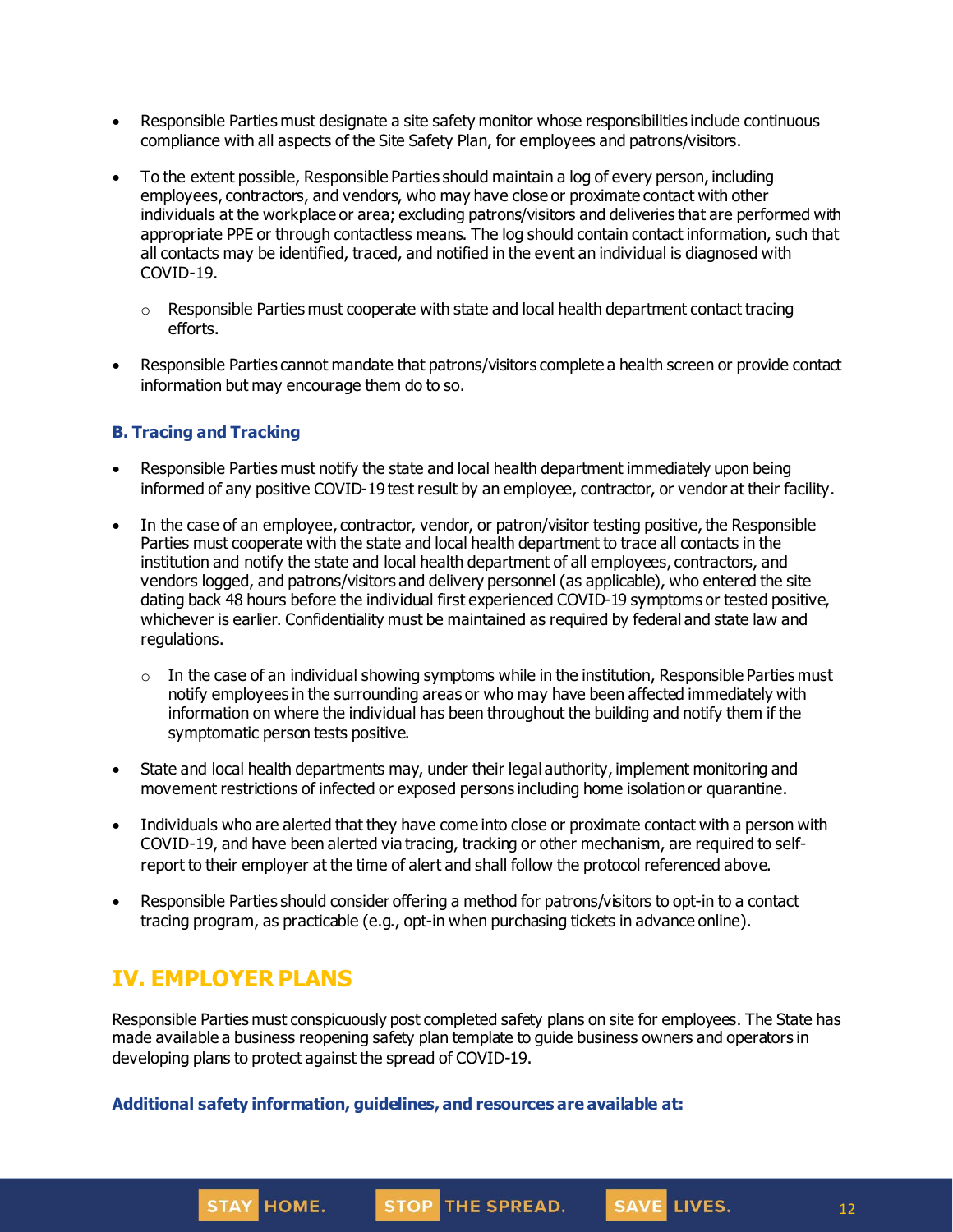- Responsible Parties must designate a site safety monitor whose responsibilities include continuous compliance with all aspects of the Site Safety Plan, for employees and patrons/visitors.
- To the extent possible, Responsible Parties should maintain a log of every person, including employees, contractors, and vendors, who may have close or proximate contact with other individuals at the workplace or area; excluding patrons/visitors and deliveries that are performed with appropriate PPE or through contactless means. The log should contain contact information, such that all contacts may be identified, traced, and notified in the event an individual is diagnosed with COVID-19.
    - Responsible Parties must cooperate with state and local health department contact tracing efforts.
- Responsible Parties cannot mandate that patrons/visitors complete a health screen or provide contact information but may encourage them do to so.

### B. Tracing and Tracking

- Responsible Parties must notify the state and local health department immediately upon being informed of any positive COVID-19 test result by an employee, contractor, or vendor at their facility.
- In the case of an employee, contractor, vendor, or patron/visitor testing positive, the Responsible Parties must cooperate with the state and local health department to trace all contacts in the institution and notify the state and local health department of all employees, contractors, and vendors logged, and patrons/visitors and delivery personnel (as applicable), who entered the site dating back 48 hours before the individual first experienced COVID-19 symptoms or tested positive, whichever is earlier. Confidentiality must be maintained as required by federal and state law and regulations.
    - In the case of an individual showing symptoms while in the institution, Responsible Parties must notify employees in the surrounding areas or who may have been affected immediately with information on where the individual has been throughout the building and notify them if the symptomatic person tests positive.
- State and local health departments may, under their legal authority, implement monitoring and movement restrictions of infected or exposed persons including home isolation or quarantine.
- Individuals who are alerted that they have come into close or proximate contact with a person with COVID-19, and have been alerted via tracing, tracking or other mechanism, are required to self-report to their employer at the time of alert and shall follow the protocol referenced above.
- Responsible Parties should consider offering a method for patrons/visitors to opt-in to a contact tracing program, as practicable (e.g., opt-in when purchasing tickets in advance online).

## IV. EMPLOYER PLANS

Responsible Parties must conspicuously post completed safety plans on site for employees. The State has made available a business reopening safety plan template to guide business owners and operators in developing plans to protect against the spread of COVID-19.

**Additional safety information, guidelines, and resources are available at:**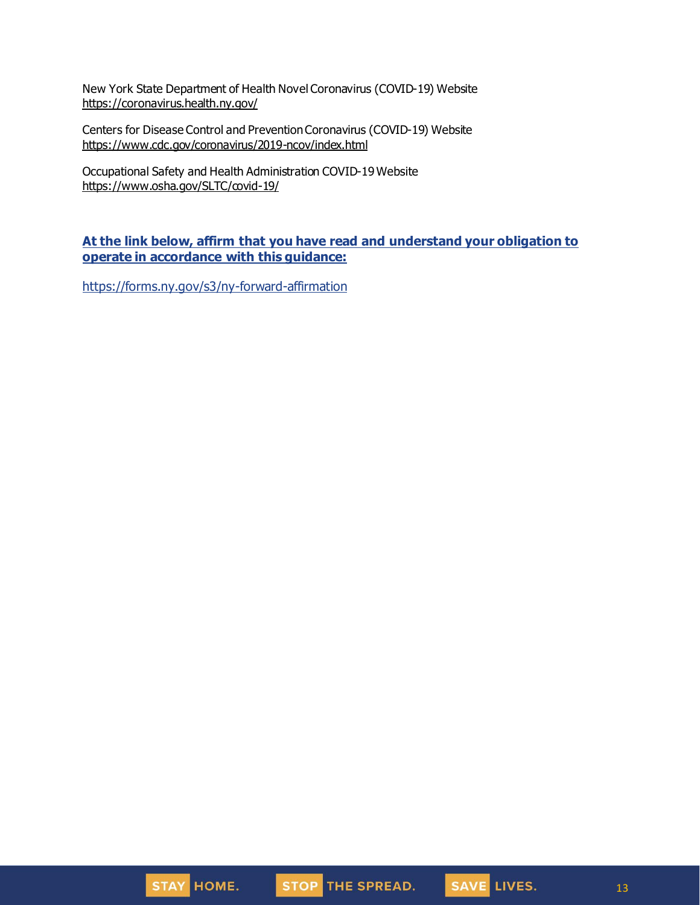New York State Department of Health Novel Coronavirus (COVID-19) Website
https://coronavirus.health.ny.gov/

Centers for Disease Control and Prevention Coronavirus (COVID-19) Website
https://www.cdc.gov/coronavirus/2019-ncov/index.html

Occupational Safety and Health Administration COVID-19 Website
https://www.osha.gov/SLTC/covid-19/

**At the link below, affirm that you have read and understand your obligation to operate in accordance with this guidance:**

https://forms.ny.gov/s3/ny-forward-affirmation